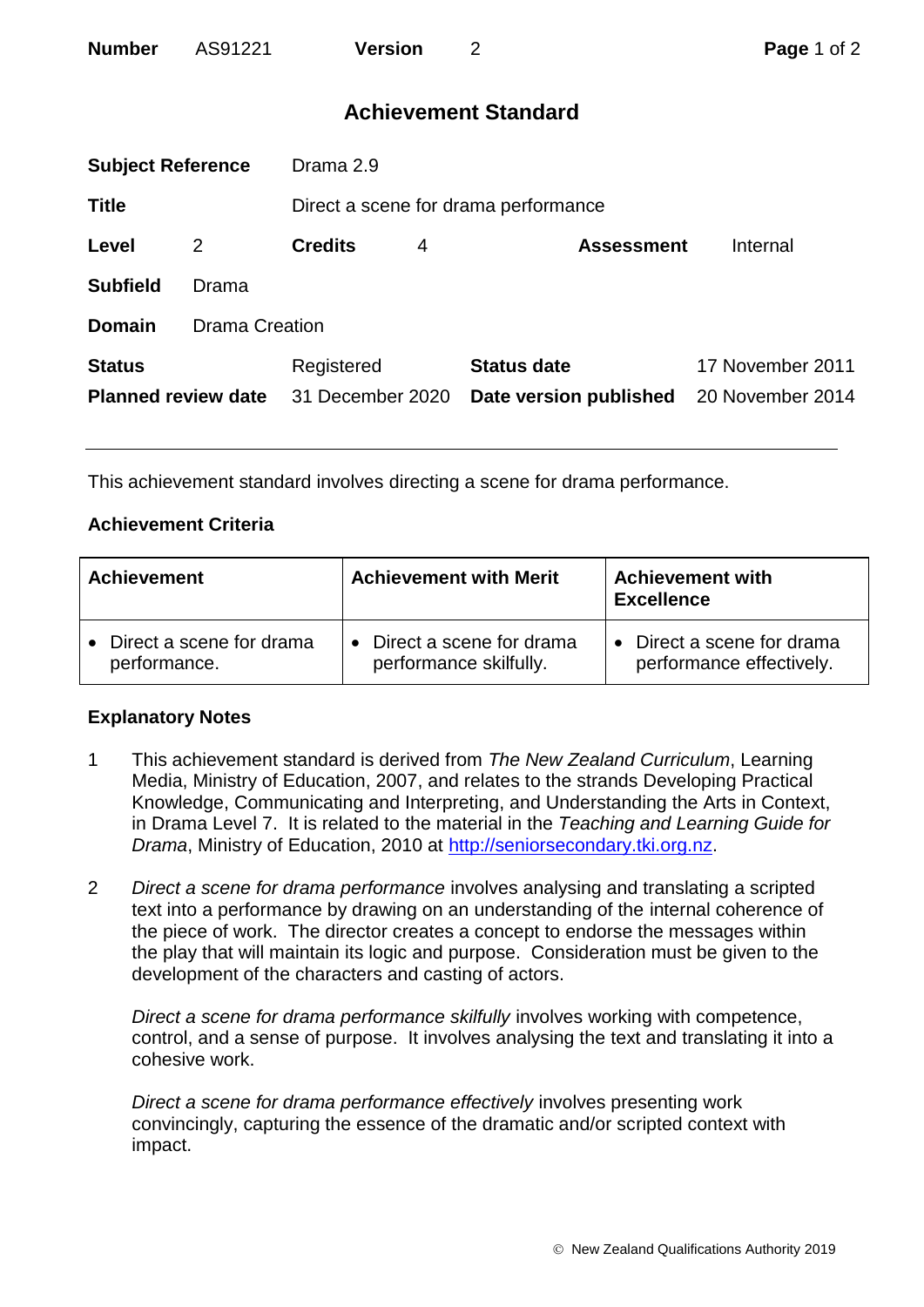| **Number** | AS91221 | **Version** | 2 |
|---|---|---|---|

## Achievement Standard

| | | | | | |
|---|---|---|---|---|---|
| **Subject Reference** | Drama 2.9 | | | | |
| **Title** | Direct a scene for drama performance | | | | |
| **Level** | 2 | **Credits** | 4 | **Assessment** | Internal |
| **Subfield** | Drama | | | | |
| **Domain** | Drama Creation | | | | |
| **Status** | Registered | **Status date** | 17 November 2011 | | |
| **Planned review date** | 31 December 2020 | **Date version published** | 20 November 2014 | | |

---

This achievement standard involves directing a scene for drama performance.

### Achievement Criteria

| Achievement | Achievement with Merit | Achievement with Excellence |
|---|---|---|
| • Direct a scene for drama performance. | • Direct a scene for drama performance skilfully. | • Direct a scene for drama performance effectively. |

### Explanatory Notes

1. This achievement standard is derived from *The New Zealand Curriculum*, Learning Media, Ministry of Education, 2007, and relates to the strands Developing Practical Knowledge, Communicating and Interpreting, and Understanding the Arts in Context, in Drama Level 7. It is related to the material in the *Teaching and Learning Guide for Drama*, Ministry of Education, 2010 at http://seniorsecondary.tki.org.nz.

2. *Direct a scene for drama performance* involves analysing and translating a scripted text into a performance by drawing on an understanding of the internal coherence of the piece of work. The director creates a concept to endorse the messages within the play that will maintain its logic and purpose. Consideration must be given to the development of the characters and casting of actors.

   *Direct a scene for drama performance skilfully* involves working with competence, control, and a sense of purpose. It involves analysing the text and translating it into a cohesive work.

   *Direct a scene for drama performance effectively* involves presenting work convincingly, capturing the essence of the dramatic and/or scripted context with impact.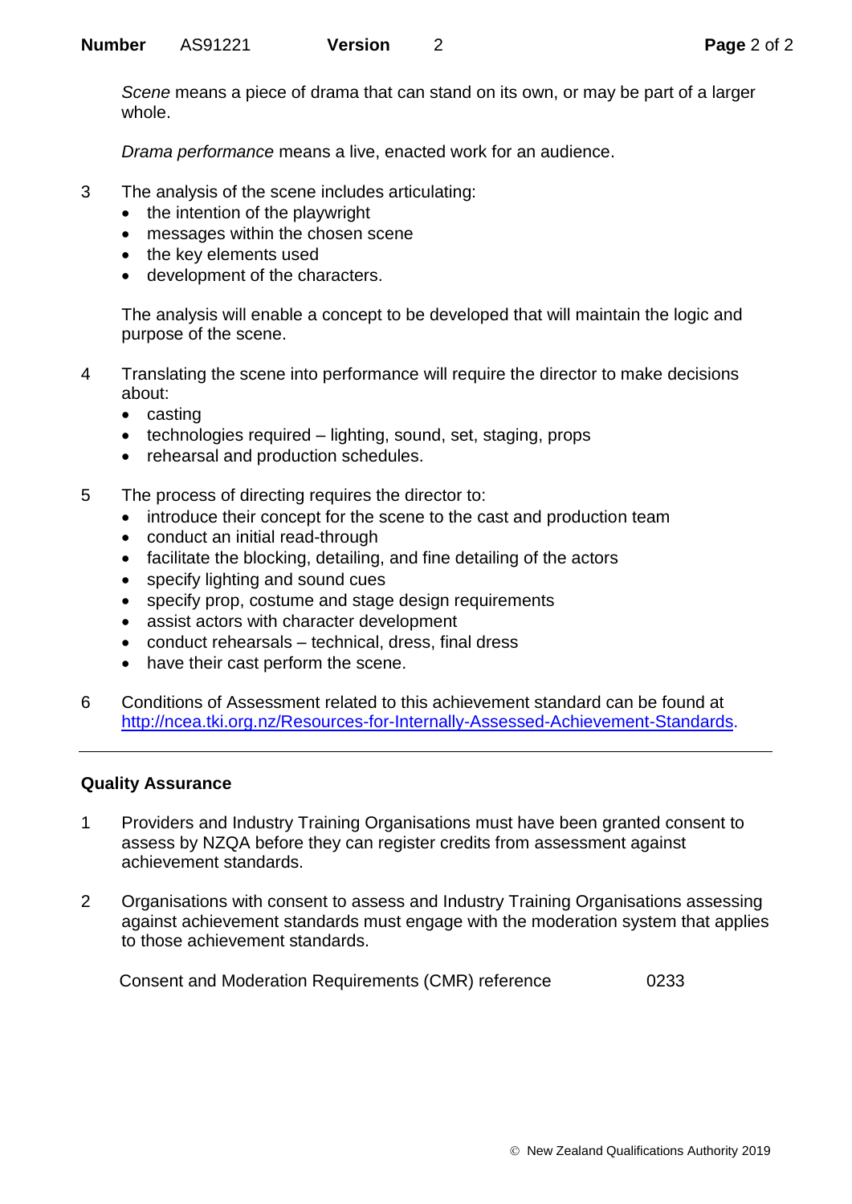*Scene* means a piece of drama that can stand on its own, or may be part of a larger whole.

*Drama performance* means a live, enacted work for an audience.

3 The analysis of the scene includes articulating:
   - the intention of the playwright
   - messages within the chosen scene
   - the key elements used
   - development of the characters.

   The analysis will enable a concept to be developed that will maintain the logic and purpose of the scene.

4 Translating the scene into performance will require the director to make decisions about:
   - casting
   - technologies required – lighting, sound, set, staging, props
   - rehearsal and production schedules.

5 The process of directing requires the director to:
   - introduce their concept for the scene to the cast and production team
   - conduct an initial read-through
   - facilitate the blocking, detailing, and fine detailing of the actors
   - specify lighting and sound cues
   - specify prop, costume and stage design requirements
   - assist actors with character development
   - conduct rehearsals – technical, dress, final dress
   - have their cast perform the scene.

6 Conditions of Assessment related to this achievement standard can be found at http://ncea.tki.org.nz/Resources-for-Internally-Assessed-Achievement-Standards.

---

**Quality Assurance**

1 Providers and Industry Training Organisations must have been granted consent to assess by NZQA before they can register credits from assessment against achievement standards.

2 Organisations with consent to assess and Industry Training Organisations assessing against achievement standards must engage with the moderation system that applies to those achievement standards.

Consent and Moderation Requirements (CMR) reference 0233

© New Zealand Qualifications Authority 2019